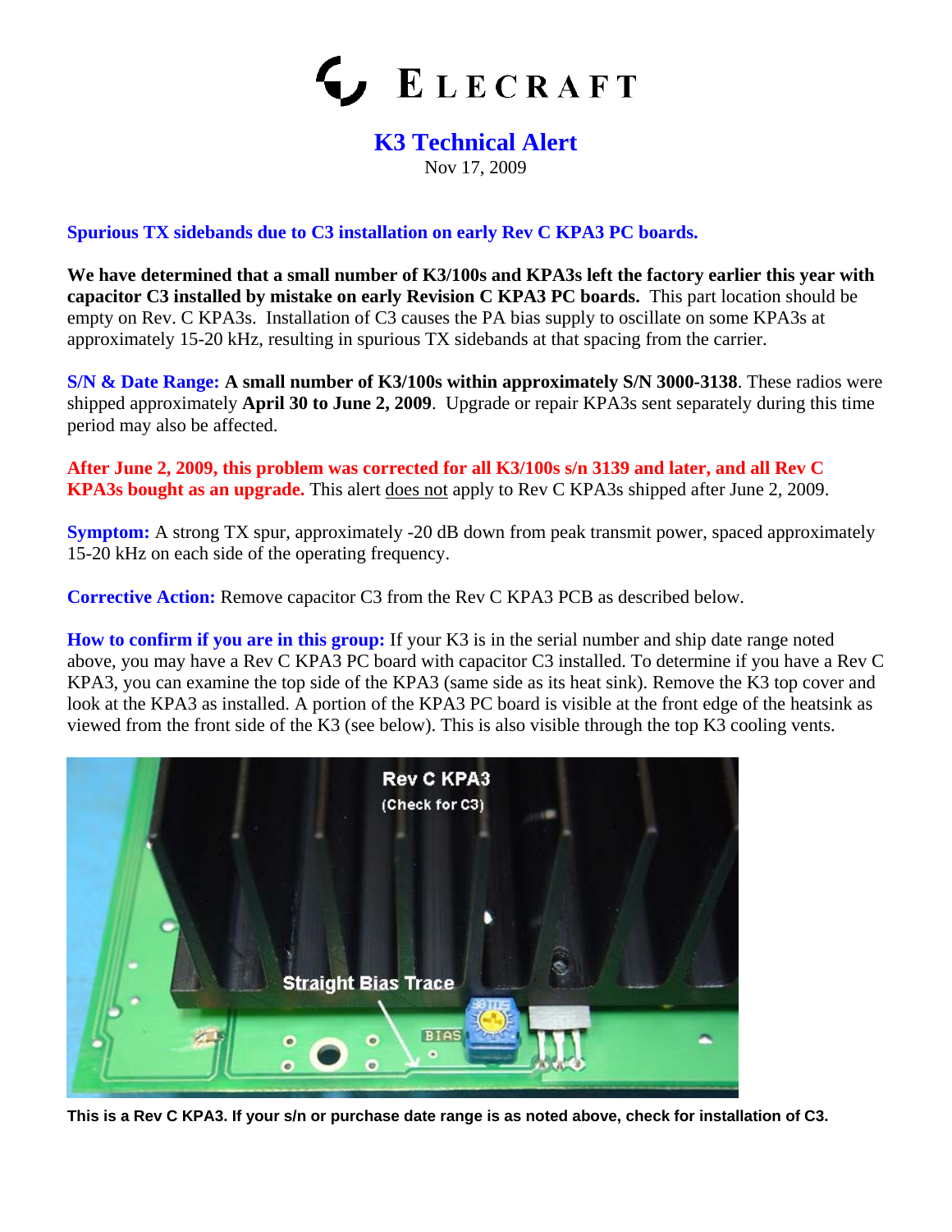# ELECRAFT

## K3 Technical Alert

Nov 17, 2009

**Spurious TX sidebands due to C3 installation on early Rev C KPA3 PC boards.**

**We have determined that a small number of K3/100s and KPA3s left the factory earlier this year with capacitor C3 installed by mistake on early Revision C KPA3 PC boards.** This part location should be empty on Rev. C KPA3s. Installation of C3 causes the PA bias supply to oscillate on some KPA3s at approximately 15-20 kHz, resulting in spurious TX sidebands at that spacing from the carrier.

**S/N & Date Range:** **A small number of K3/100s within approximately S/N 3000-3138**. These radios were shipped approximately **April 30 to June 2, 2009**. Upgrade or repair KPA3s sent separately during this time period may also be affected.

**After June 2, 2009, this problem was corrected for all K3/100s s/n 3139 and later, and all Rev C KPA3s bought as an upgrade.** This alert does not apply to Rev C KPA3s shipped after June 2, 2009.

**Symptom:** A strong TX spur, approximately -20 dB down from peak transmit power, spaced approximately 15-20 kHz on each side of the operating frequency.

**Corrective Action:** Remove capacitor C3 from the Rev C KPA3 PCB as described below.

**How to confirm if you are in this group:** If your K3 is in the serial number and ship date range noted above, you may have a Rev C KPA3 PC board with capacitor C3 installed. To determine if you have a Rev C KPA3, you can examine the top side of the KPA3 (same side as its heat sink). Remove the K3 top cover and look at the KPA3 as installed. A portion of the KPA3 PC board is visible at the front edge of the heatsink as viewed from the front side of the K3 (see below). This is also visible through the top K3 cooling vents.

**This is a Rev C KPA3. If your s/n or purchase date range is as noted above, check for installation of C3.**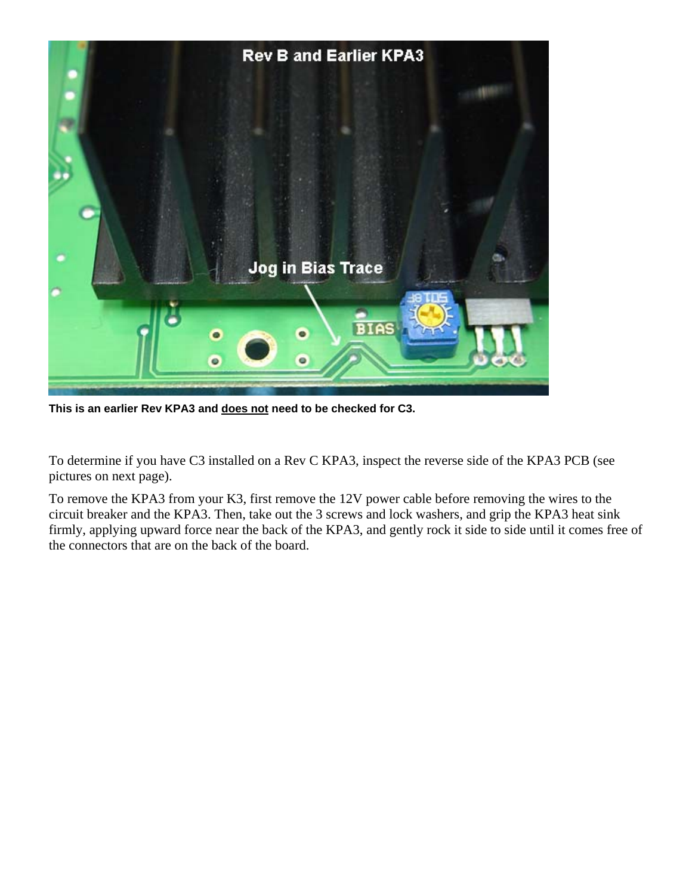**This is an earlier Rev KPA3 and <u>does not</u> need to be checked for C3.**

To determine if you have C3 installed on a Rev C KPA3, inspect the reverse side of the KPA3 PCB (see pictures on next page).

To remove the KPA3 from your K3, first remove the 12V power cable before removing the wires to the circuit breaker and the KPA3. Then, take out the 3 screws and lock washers, and grip the KPA3 heat sink firmly, applying upward force near the back of the KPA3, and gently rock it side to side until it comes free of the connectors that are on the back of the board.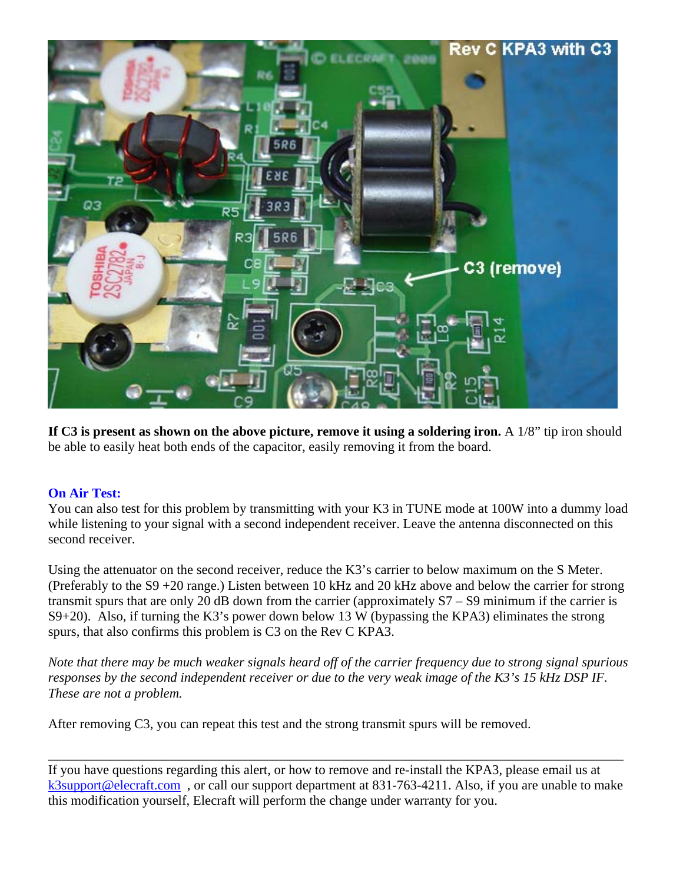**If C3 is present as shown on the above picture, remove it using a soldering iron.** A 1/8" tip iron should be able to easily heat both ends of the capacitor, easily removing it from the board.

## On Air Test:

You can also test for this problem by transmitting with your K3 in TUNE mode at 100W into a dummy load while listening to your signal with a second independent receiver. Leave the antenna disconnected on this second receiver.

Using the attenuator on the second receiver, reduce the K3's carrier to below maximum on the S Meter. (Preferably to the S9 +20 range.) Listen between 10 kHz and 20 kHz above and below the carrier for strong transmit spurs that are only 20 dB down from the carrier (approximately S7 – S9 minimum if the carrier is S9+20). Also, if turning the K3's power down below 13 W (bypassing the KPA3) eliminates the strong spurs, that also confirms this problem is C3 on the Rev C KPA3.

*Note that there may be much weaker signals heard off of the carrier frequency due to strong signal spurious responses by the second independent receiver or due to the very weak image of the K3's 15 kHz DSP IF. These are not a problem.*

After removing C3, you can repeat this test and the strong transmit spurs will be removed.

---

If you have questions regarding this alert, or how to remove and re-install the KPA3, please email us at k3support@elecraft.com , or call our support department at 831-763-4211. Also, if you are unable to make this modification yourself, Elecraft will perform the change under warranty for you.